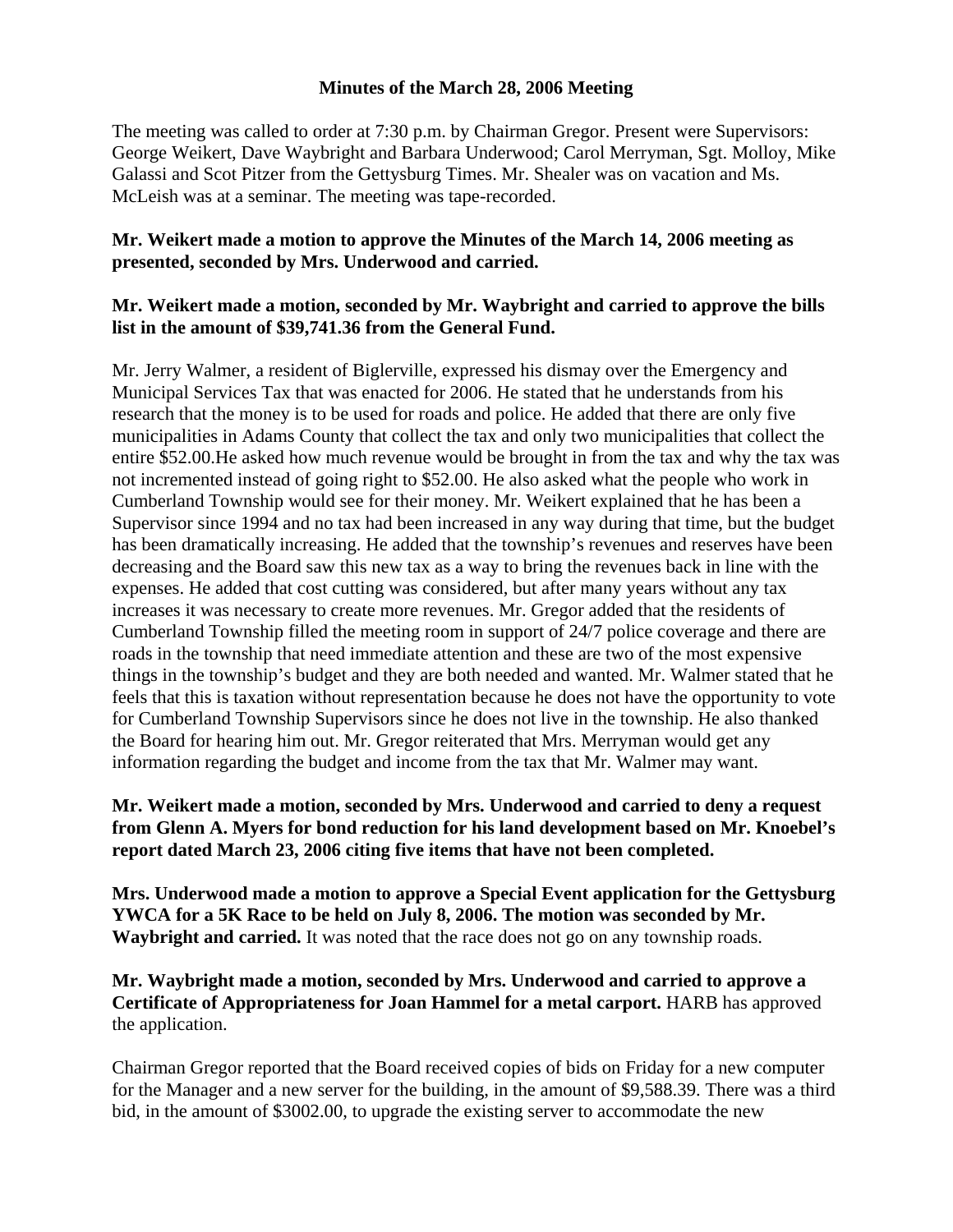**Minutes of the March 28, 2006 Meeting**

The meeting was called to order at 7:30 p.m. by Chairman Gregor. Present were Supervisors: George Weikert, Dave Waybright and Barbara Underwood; Carol Merryman, Sgt. Molloy, Mike Galassi and Scot Pitzer from the Gettysburg Times. Mr. Shealer was on vacation and Ms. McLeish was at a seminar. The meeting was tape-recorded.

**Mr. Weikert made a motion to approve the Minutes of the March 14, 2006 meeting as presented, seconded by Mrs. Underwood and carried.**

**Mr. Weikert made a motion, seconded by Mr. Waybright and carried to approve the bills list in the amount of $39,741.36 from the General Fund.**

Mr. Jerry Walmer, a resident of Biglerville, expressed his dismay over the Emergency and Municipal Services Tax that was enacted for 2006. He stated that he understands from his research that the money is to be used for roads and police. He added that there are only five municipalities in Adams County that collect the tax and only two municipalities that collect the entire $52.00.He asked how much revenue would be brought in from the tax and why the tax was not incremented instead of going right to $52.00. He also asked what the people who work in Cumberland Township would see for their money. Mr. Weikert explained that he has been a Supervisor since 1994 and no tax had been increased in any way during that time, but the budget has been dramatically increasing. He added that the township's revenues and reserves have been decreasing and the Board saw this new tax as a way to bring the revenues back in line with the expenses. He added that cost cutting was considered, but after many years without any tax increases it was necessary to create more revenues. Mr. Gregor added that the residents of Cumberland Township filled the meeting room in support of 24/7 police coverage and there are roads in the township that need immediate attention and these are two of the most expensive things in the township's budget and they are both needed and wanted. Mr. Walmer stated that he feels that this is taxation without representation because he does not have the opportunity to vote for Cumberland Township Supervisors since he does not live in the township. He also thanked the Board for hearing him out. Mr. Gregor reiterated that Mrs. Merryman would get any information regarding the budget and income from the tax that Mr. Walmer may want.

**Mr. Weikert made a motion, seconded by Mrs. Underwood and carried to deny a request from Glenn A. Myers for bond reduction for his land development based on Mr. Knoebel's report dated March 23, 2006 citing five items that have not been completed.**

**Mrs. Underwood made a motion to approve a Special Event application for the Gettysburg YWCA for a 5K Race to be held on July 8, 2006. The motion was seconded by Mr. Waybright and carried.** It was noted that the race does not go on any township roads.

**Mr. Waybright made a motion, seconded by Mrs. Underwood and carried to approve a Certificate of Appropriateness for Joan Hammel for a metal carport.** HARB has approved the application.

Chairman Gregor reported that the Board received copies of bids on Friday for a new computer for the Manager and a new server for the building, in the amount of $9,588.39. There was a third bid, in the amount of $3002.00, to upgrade the existing server to accommodate the new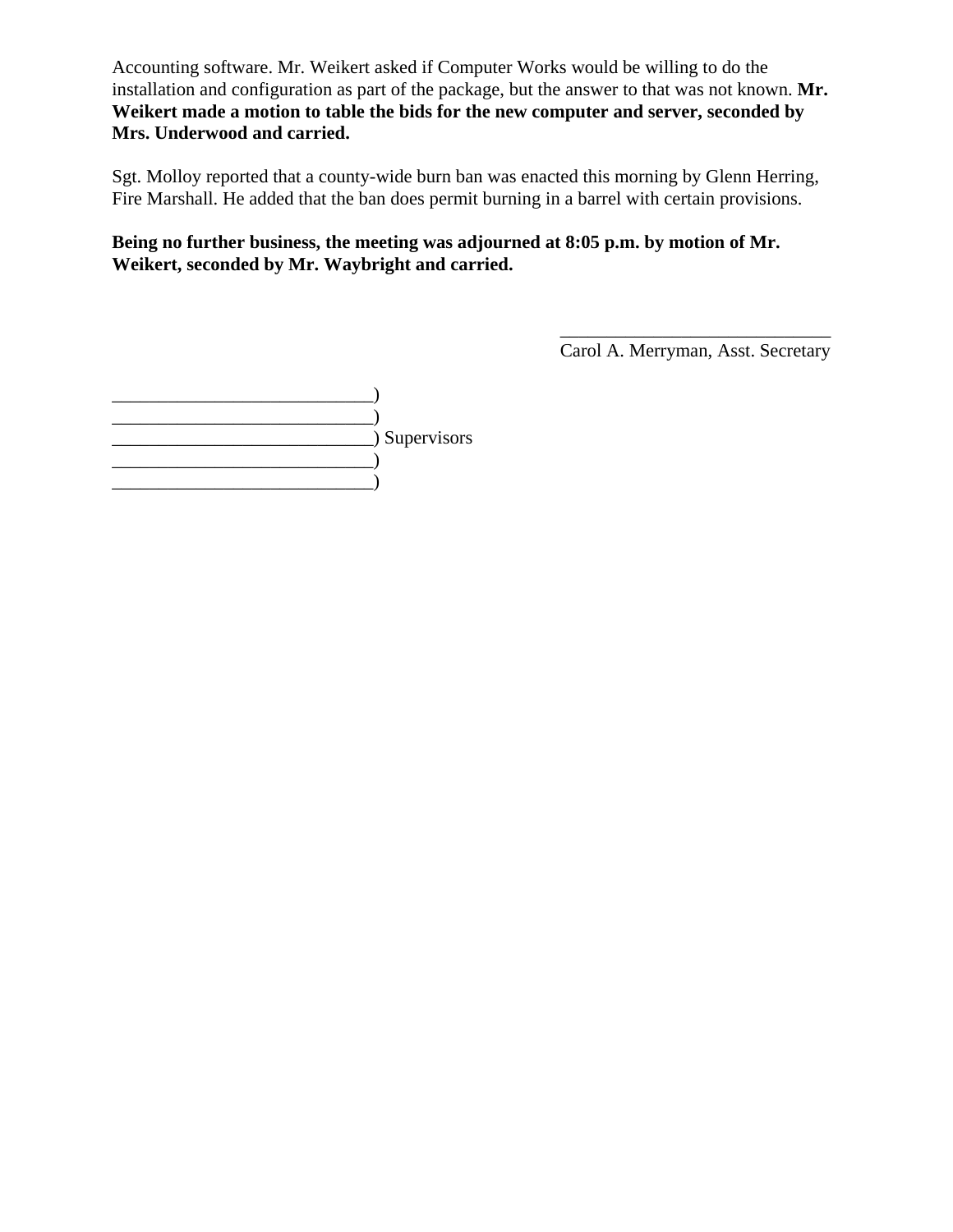Accounting software. Mr. Weikert asked if Computer Works would be willing to do the installation and configuration as part of the package, but the answer to that was not known. **Mr. Weikert made a motion to table the bids for the new computer and server, seconded by Mrs. Underwood and carried.**

Sgt. Molloy reported that a county-wide burn ban was enacted this morning by Glenn Herring, Fire Marshall. He added that the ban does permit burning in a barrel with certain provisions.

**Being no further business, the meeting was adjourned at 8:05 p.m. by motion of Mr. Weikert, seconded by Mr. Waybright and carried.**

\_\_\_\_\_\_\_\_\_\_\_\_\_\_\_\_\_\_\_\_\_\_\_\_\_\_\_\_\_\_
Carol A. Merryman, Asst. Secretary

\_\_\_\_\_\_\_\_\_\_\_\_\_\_\_\_\_\_\_\_\_\_\_\_\_\_\_\_\_)
\_\_\_\_\_\_\_\_\_\_\_\_\_\_\_\_\_\_\_\_\_\_\_\_\_\_\_\_\_)
\_\_\_\_\_\_\_\_\_\_\_\_\_\_\_\_\_\_\_\_\_\_\_\_\_\_\_\_\_) Supervisors
\_\_\_\_\_\_\_\_\_\_\_\_\_\_\_\_\_\_\_\_\_\_\_\_\_\_\_\_\_)
\_\_\_\_\_\_\_\_\_\_\_\_\_\_\_\_\_\_\_\_\_\_\_\_\_\_\_\_\_)